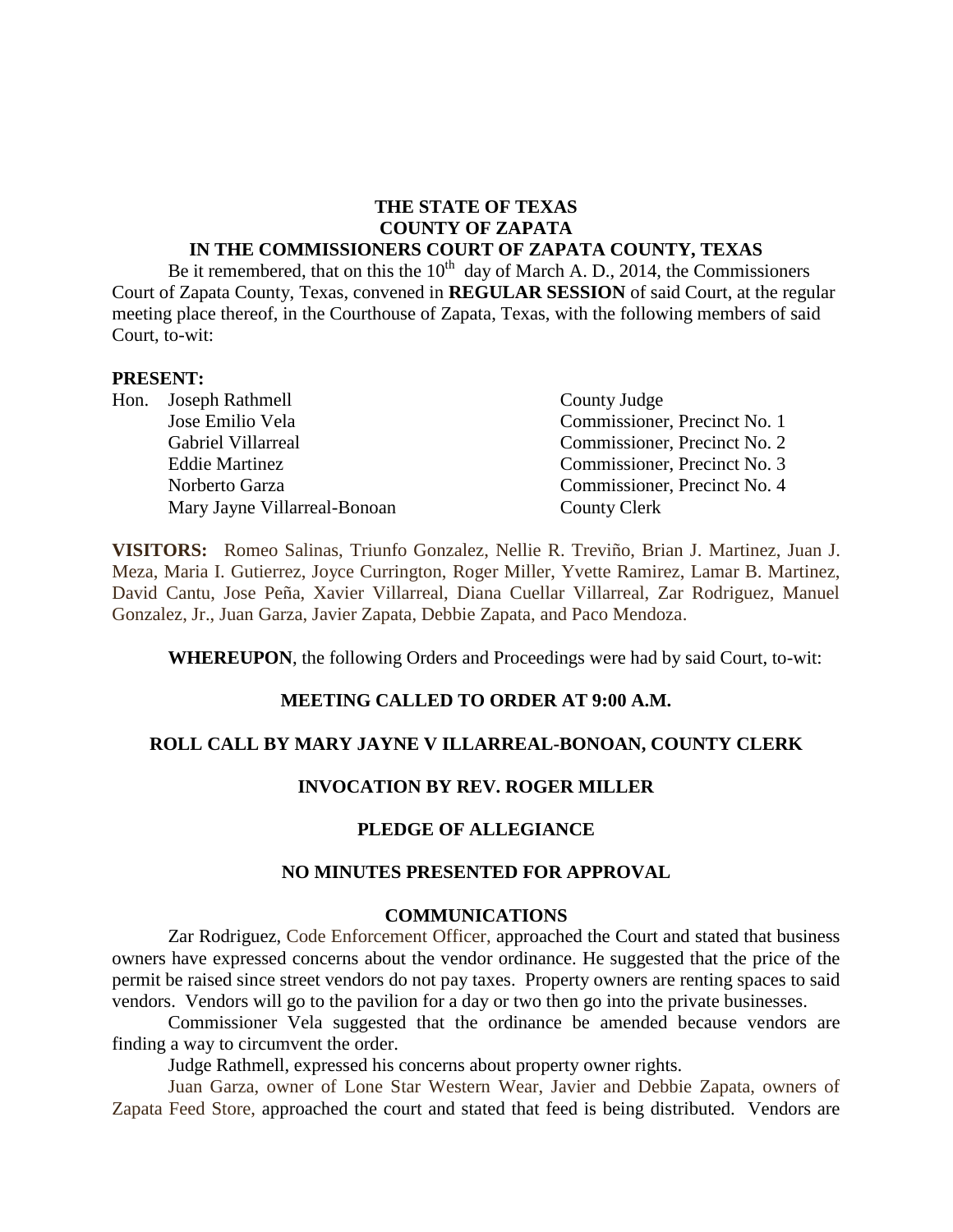**THE STATE OF TEXAS**
**COUNTY OF ZAPATA**
**IN THE COMMISSIONERS COURT OF ZAPATA COUNTY, TEXAS**

Be it remembered, that on this the 10th day of March A. D., 2014, the Commissioners Court of Zapata County, Texas, convened in **REGULAR SESSION** of said Court, at the regular meeting place thereof, in the Courthouse of Zapata, Texas, with the following members of said Court, to-wit:

**PRESENT:**

| | | |
|---|---|---|
| Hon. | Joseph Rathmell | County Judge |
| | Jose Emilio Vela | Commissioner, Precinct No. 1 |
| | Gabriel Villarreal | Commissioner, Precinct No. 2 |
| | Eddie Martinez | Commissioner, Precinct No. 3 |
| | Norberto Garza | Commissioner, Precinct No. 4 |
| | Mary Jayne Villarreal-Bonoan | County Clerk |

**VISITORS:** Romeo Salinas, Triunfo Gonzalez, Nellie R. Treviño, Brian J. Martinez, Juan J. Meza, Maria I. Gutierrez, Joyce Currington, Roger Miller, Yvette Ramirez, Lamar B. Martinez, David Cantu, Jose Peña, Xavier Villarreal, Diana Cuellar Villarreal, Zar Rodriguez, Manuel Gonzalez, Jr., Juan Garza, Javier Zapata, Debbie Zapata, and Paco Mendoza.

**WHEREUPON**, the following Orders and Proceedings were had by said Court, to-wit:

**MEETING CALLED TO ORDER AT 9:00 A.M.**

**ROLL CALL BY MARY JAYNE V ILLARREAL-BONOAN, COUNTY CLERK**

**INVOCATION BY REV. ROGER MILLER**

**PLEDGE OF ALLEGIANCE**

**NO MINUTES PRESENTED FOR APPROVAL**

**COMMUNICATIONS**

Zar Rodriguez, Code Enforcement Officer, approached the Court and stated that business owners have expressed concerns about the vendor ordinance. He suggested that the price of the permit be raised since street vendors do not pay taxes. Property owners are renting spaces to said vendors. Vendors will go to the pavilion for a day or two then go into the private businesses.

Commissioner Vela suggested that the ordinance be amended because vendors are finding a way to circumvent the order.

Judge Rathmell, expressed his concerns about property owner rights.

Juan Garza, owner of Lone Star Western Wear, Javier and Debbie Zapata, owners of Zapata Feed Store, approached the court and stated that feed is being distributed. Vendors are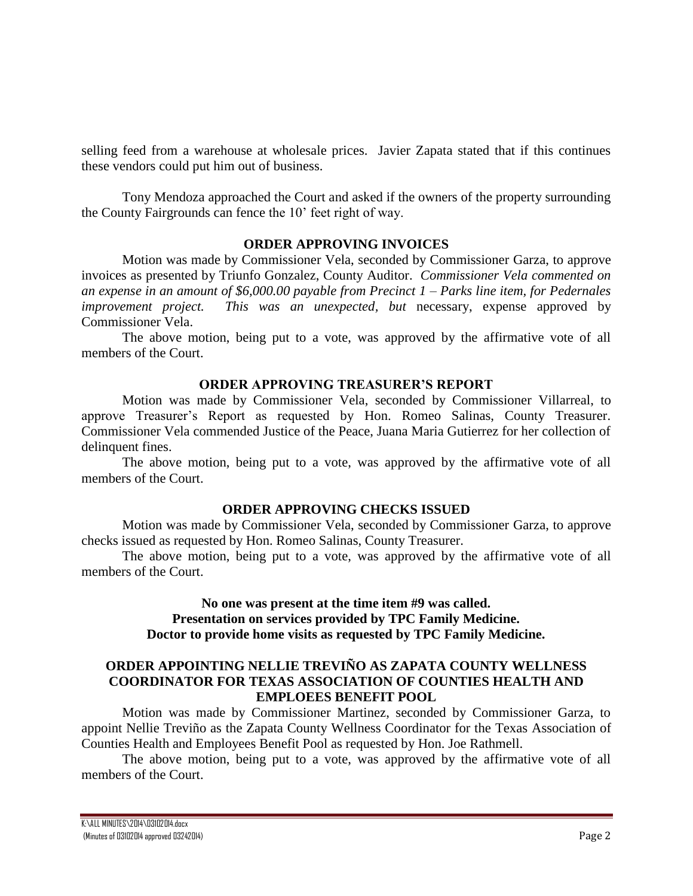selling feed from a warehouse at wholesale prices. Javier Zapata stated that if this continues these vendors could put him out of business.

Tony Mendoza approached the Court and asked if the owners of the property surrounding the County Fairgrounds can fence the 10' feet right of way.

**ORDER APPROVING INVOICES**

Motion was made by Commissioner Vela, seconded by Commissioner Garza, to approve invoices as presented by Triunfo Gonzalez, County Auditor. *Commissioner Vela commented on an expense in an amount of $6,000.00 payable from Precinct 1 – Parks line item, for Pedernales improvement project. This was an unexpected, but* necessary, expense approved by Commissioner Vela.

The above motion, being put to a vote, was approved by the affirmative vote of all members of the Court.

**ORDER APPROVING TREASURER'S REPORT**

Motion was made by Commissioner Vela, seconded by Commissioner Villarreal, to approve Treasurer's Report as requested by Hon. Romeo Salinas, County Treasurer. Commissioner Vela commended Justice of the Peace, Juana Maria Gutierrez for her collection of delinquent fines.

The above motion, being put to a vote, was approved by the affirmative vote of all members of the Court.

**ORDER APPROVING CHECKS ISSUED**

Motion was made by Commissioner Vela, seconded by Commissioner Garza, to approve checks issued as requested by Hon. Romeo Salinas, County Treasurer.

The above motion, being put to a vote, was approved by the affirmative vote of all members of the Court.

**No one was present at the time item #9 was called.**
**Presentation on services provided by TPC Family Medicine.**
**Doctor to provide home visits as requested by TPC Family Medicine.**

**ORDER APPOINTING NELLIE TREVIÑO AS ZAPATA COUNTY WELLNESS COORDINATOR FOR TEXAS ASSOCIATION OF COUNTIES HEALTH AND EMPLOEES BENEFIT POOL**

Motion was made by Commissioner Martinez, seconded by Commissioner Garza, to appoint Nellie Treviño as the Zapata County Wellness Coordinator for the Texas Association of Counties Health and Employees Benefit Pool as requested by Hon. Joe Rathmell.

The above motion, being put to a vote, was approved by the affirmative vote of all members of the Court.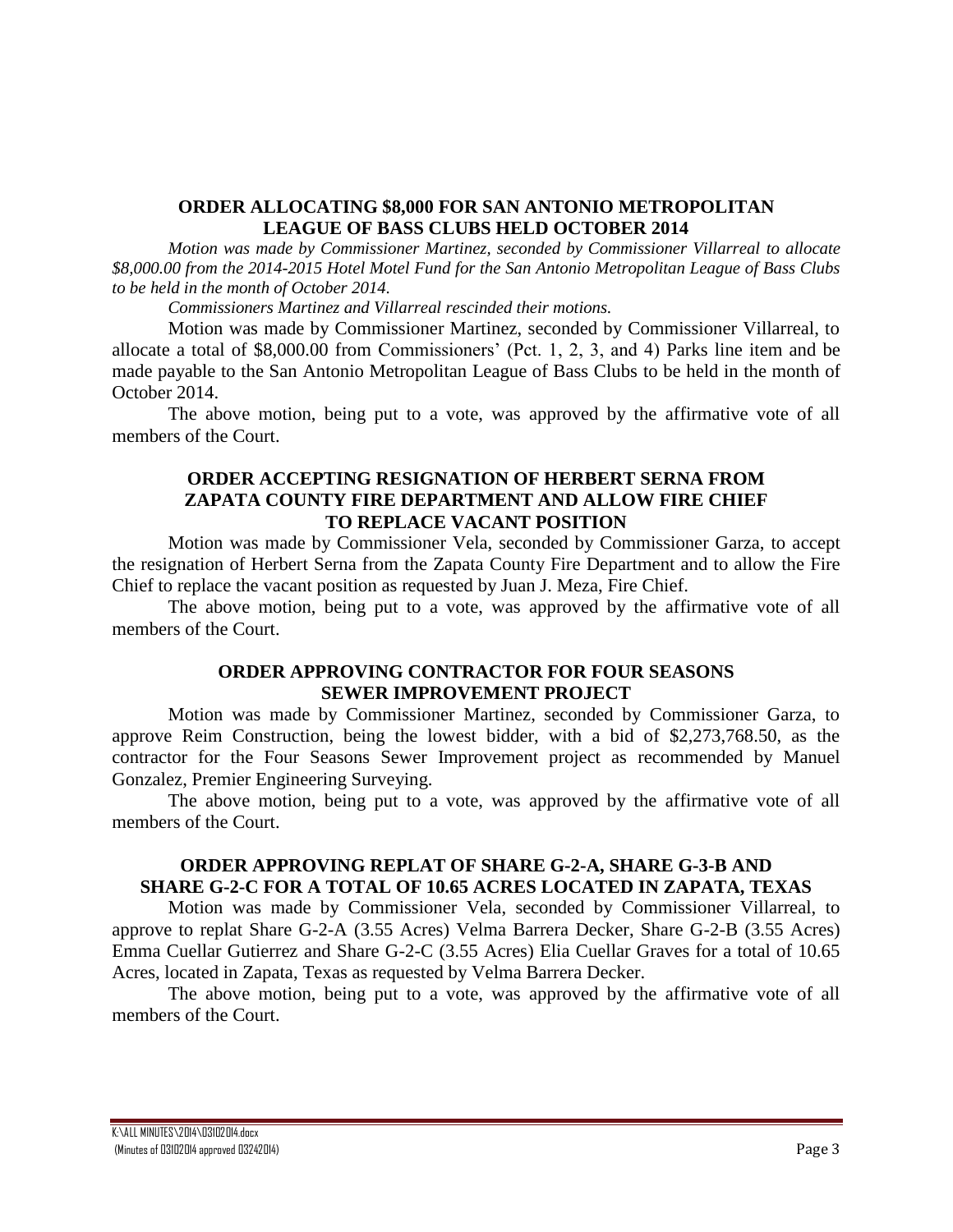## ORDER ALLOCATING $8,000 FOR SAN ANTONIO METROPOLITAN LEAGUE OF BASS CLUBS HELD OCTOBER 2014

*Motion was made by Commissioner Martinez, seconded by Commissioner Villarreal to allocate $8,000.00 from the 2014-2015 Hotel Motel Fund for the San Antonio Metropolitan League of Bass Clubs to be held in the month of October 2014.*

*Commissioners Martinez and Villarreal rescinded their motions.*

Motion was made by Commissioner Martinez, seconded by Commissioner Villarreal, to allocate a total of $8,000.00 from Commissioners' (Pct. 1, 2, 3, and 4) Parks line item and be made payable to the San Antonio Metropolitan League of Bass Clubs to be held in the month of October 2014.

The above motion, being put to a vote, was approved by the affirmative vote of all members of the Court.

## ORDER ACCEPTING RESIGNATION OF HERBERT SERNA FROM ZAPATA COUNTY FIRE DEPARTMENT AND ALLOW FIRE CHIEF TO REPLACE VACANT POSITION

Motion was made by Commissioner Vela, seconded by Commissioner Garza, to accept the resignation of Herbert Serna from the Zapata County Fire Department and to allow the Fire Chief to replace the vacant position as requested by Juan J. Meza, Fire Chief.

The above motion, being put to a vote, was approved by the affirmative vote of all members of the Court.

## ORDER APPROVING CONTRACTOR FOR FOUR SEASONS SEWER IMPROVEMENT PROJECT

Motion was made by Commissioner Martinez, seconded by Commissioner Garza, to approve Reim Construction, being the lowest bidder, with a bid of $2,273,768.50, as the contractor for the Four Seasons Sewer Improvement project as recommended by Manuel Gonzalez, Premier Engineering Surveying.

The above motion, being put to a vote, was approved by the affirmative vote of all members of the Court.

## ORDER APPROVING REPLAT OF SHARE G-2-A, SHARE G-3-B AND SHARE G-2-C FOR A TOTAL OF 10.65 ACRES LOCATED IN ZAPATA, TEXAS

Motion was made by Commissioner Vela, seconded by Commissioner Villarreal, to approve to replat Share G-2-A (3.55 Acres) Velma Barrera Decker, Share G-2-B (3.55 Acres) Emma Cuellar Gutierrez and Share G-2-C (3.55 Acres) Elia Cuellar Graves for a total of 10.65 Acres, located in Zapata, Texas as requested by Velma Barrera Decker.

The above motion, being put to a vote, was approved by the affirmative vote of all members of the Court.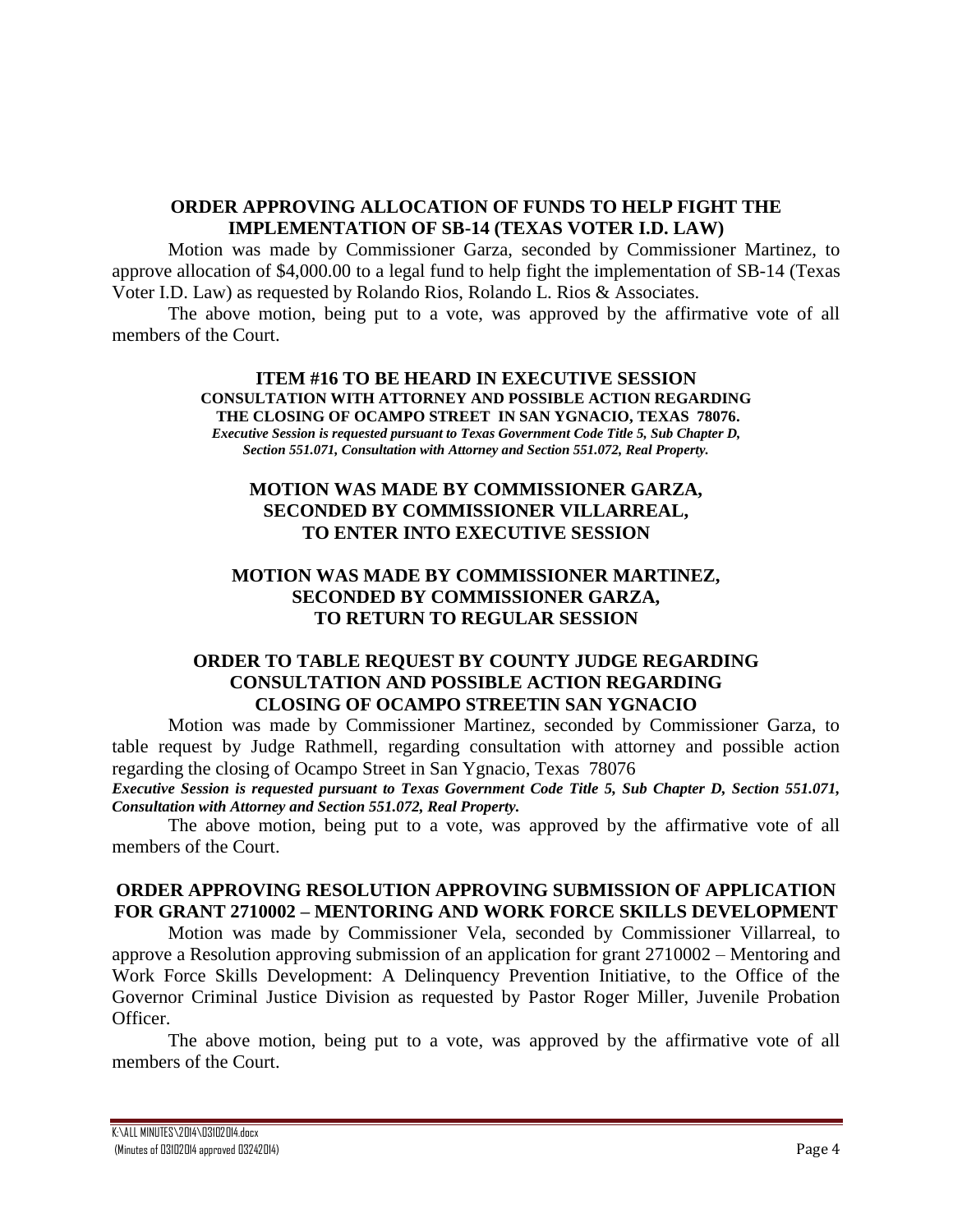**ORDER APPROVING ALLOCATION OF FUNDS TO HELP FIGHT THE IMPLEMENTATION OF SB-14 (TEXAS VOTER I.D. LAW)**

Motion was made by Commissioner Garza, seconded by Commissioner Martinez, to approve allocation of $4,000.00 to a legal fund to help fight the implementation of SB-14 (Texas Voter I.D. Law) as requested by Rolando Rios, Rolando L. Rios & Associates.

The above motion, being put to a vote, was approved by the affirmative vote of all members of the Court.

**ITEM #16 TO BE HEARD IN EXECUTIVE SESSION**
**CONSULTATION WITH ATTORNEY AND POSSIBLE ACTION REGARDING THE CLOSING OF OCAMPO STREET IN SAN YGNACIO, TEXAS 78076.**
***Executive Session is requested pursuant to Texas Government Code Title 5, Sub Chapter D, Section 551.071, Consultation with Attorney and Section 551.072, Real Property.***

**MOTION WAS MADE BY COMMISSIONER GARZA, SECONDED BY COMMISSIONER VILLARREAL, TO ENTER INTO EXECUTIVE SESSION**

**MOTION WAS MADE BY COMMISSIONER MARTINEZ, SECONDED BY COMMISSIONER GARZA, TO RETURN TO REGULAR SESSION**

**ORDER TO TABLE REQUEST BY COUNTY JUDGE REGARDING CONSULTATION AND POSSIBLE ACTION REGARDING CLOSING OF OCAMPO STREETIN SAN YGNACIO**

Motion was made by Commissioner Martinez, seconded by Commissioner Garza, to table request by Judge Rathmell, regarding consultation with attorney and possible action regarding the closing of Ocampo Street in San Ygnacio, Texas 78076
***Executive Session is requested pursuant to Texas Government Code Title 5, Sub Chapter D, Section 551.071, Consultation with Attorney and Section 551.072, Real Property.***

The above motion, being put to a vote, was approved by the affirmative vote of all members of the Court.

**ORDER APPROVING RESOLUTION APPROVING SUBMISSION OF APPLICATION FOR GRANT 2710002 – MENTORING AND WORK FORCE SKILLS DEVELOPMENT**

Motion was made by Commissioner Vela, seconded by Commissioner Villarreal, to approve a Resolution approving submission of an application for grant 2710002 – Mentoring and Work Force Skills Development: A Delinquency Prevention Initiative, to the Office of the Governor Criminal Justice Division as requested by Pastor Roger Miller, Juvenile Probation Officer.

The above motion, being put to a vote, was approved by the affirmative vote of all members of the Court.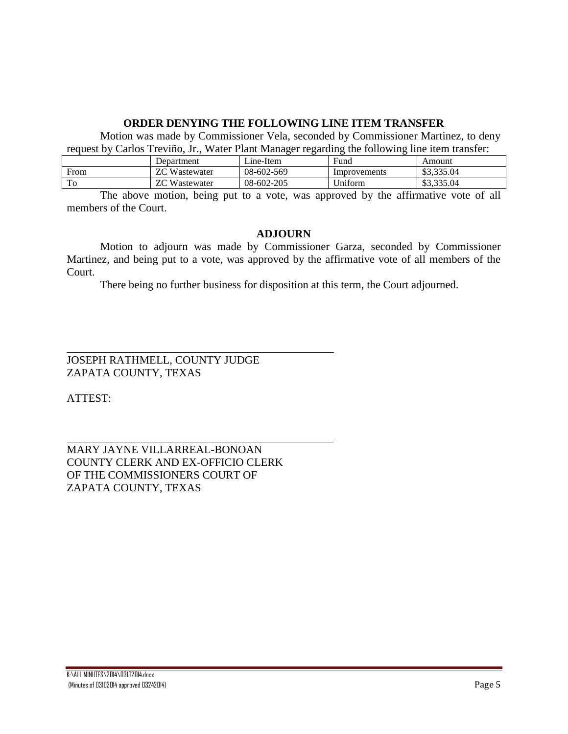**ORDER DENYING THE FOLLOWING LINE ITEM TRANSFER**

Motion was made by Commissioner Vela, seconded by Commissioner Martinez, to deny request by Carlos Treviño, Jr., Water Plant Manager regarding the following line item transfer:

| | Department | Line-Item | Fund | Amount |
|---|---|---|---|---|
| From | ZC Wastewater | 08-602-569 | Improvements | $3,335.04 |
| To | ZC Wastewater | 08-602-205 | Uniform | $3,335.04 |

The above motion, being put to a vote, was approved by the affirmative vote of all members of the Court.

**ADJOURN**

Motion to adjourn was made by Commissioner Garza, seconded by Commissioner Martinez, and being put to a vote, was approved by the affirmative vote of all members of the Court.

There being no further business for disposition at this term, the Court adjourned.

\_\_\_\_\_\_\_\_\_\_\_\_\_\_\_\_\_\_\_\_\_\_\_\_\_\_\_\_\_\_\_\_\_\_\_\_\_\_\_\_

JOSEPH RATHMELL, COUNTY JUDGE
ZAPATA COUNTY, TEXAS

ATTEST:

\_\_\_\_\_\_\_\_\_\_\_\_\_\_\_\_\_\_\_\_\_\_\_\_\_\_\_\_\_\_\_\_\_\_\_\_\_\_\_\_

MARY JAYNE VILLARREAL-BONOAN
COUNTY CLERK AND EX-OFFICIO CLERK
OF THE COMMISSIONERS COURT OF
ZAPATA COUNTY, TEXAS